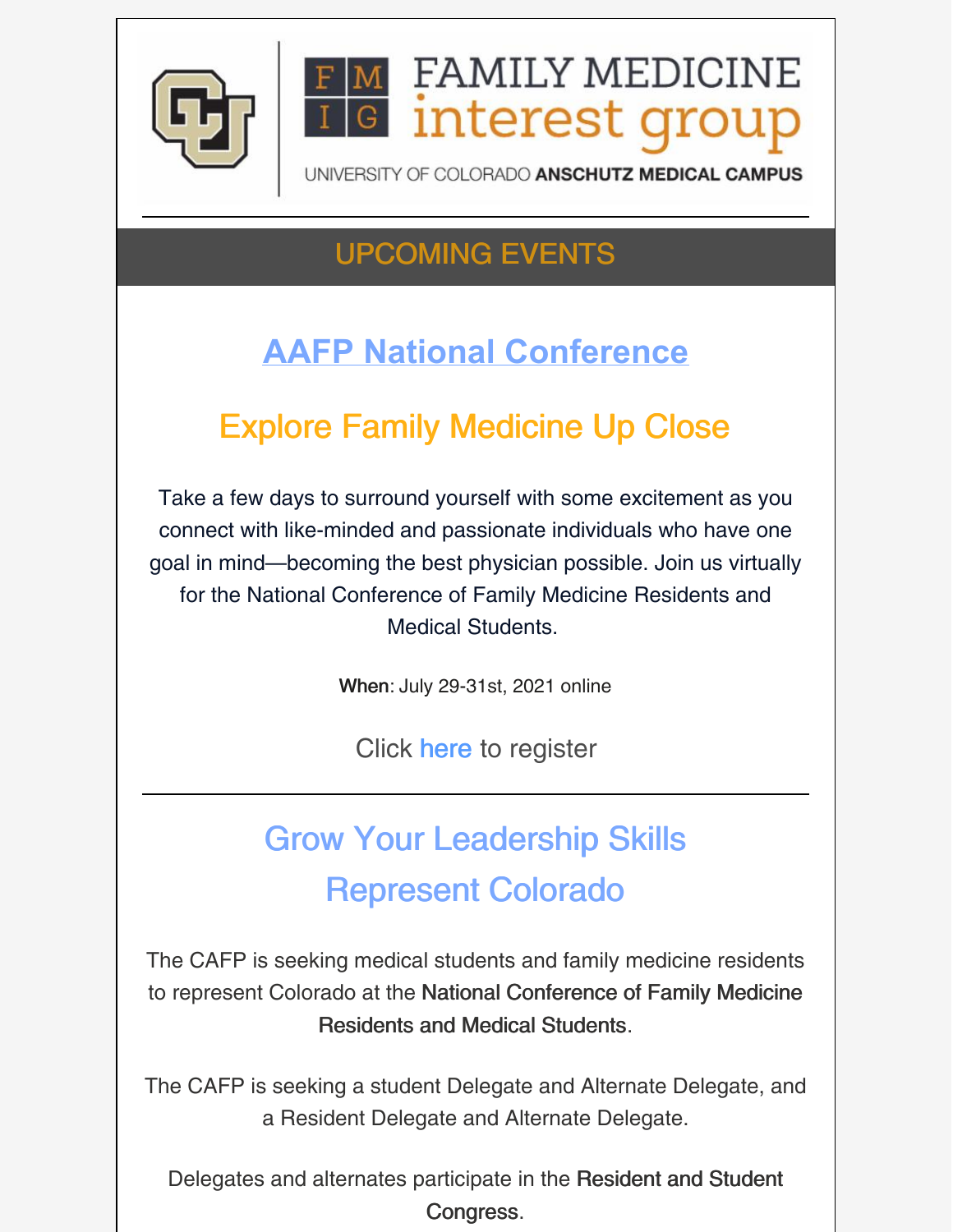FAMILY MEDICINE interest group

UNIVERSITY OF COLORADO **ANSCHUTZ MEDICAL CAMPUS**

---

## UPCOMING EVENTS

## AAFP National Conference

## Explore Family Medicine Up Close

Take a few days to surround yourself with some excitement as you connect with like-minded and passionate individuals who have one goal in mind—becoming the best physician possible. Join us virtually for the National Conference of Family Medicine Residents and Medical Students.

**When**: July 29-31st, 2021 online

Click here to register

---

## Grow Your Leadership Skills Represent Colorado

The CAFP is seeking medical students and family medicine residents to represent Colorado at the **National Conference of Family Medicine Residents and Medical Students**.

The CAFP is seeking a student Delegate and Alternate Delegate, and a Resident Delegate and Alternate Delegate.

Delegates and alternates participate in the **Resident and Student Congress**.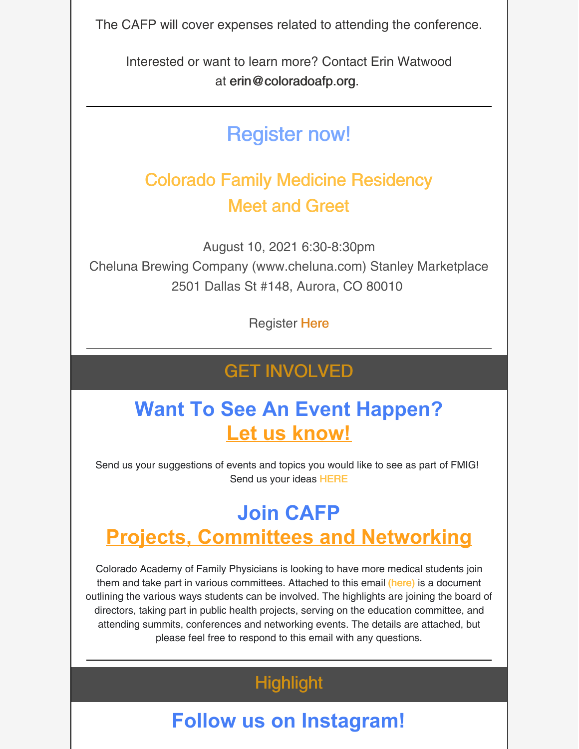The CAFP will cover expenses related to attending the conference.

Interested or want to learn more? Contact Erin Watwood at erin@coloradoafp.org.

---

## Register now!

### Colorado Family Medicine Residency Meet and Greet

August 10, 2021 6:30-8:30pm
Cheluna Brewing Company (www.cheluna.com) Stanley Marketplace
2501 Dallas St #148, Aurora, CO 80010

Register Here

---

## GET INVOLVED

### Want To See An Event Happen? Let us know!

Send us your suggestions of events and topics you would like to see as part of FMIG! Send us your ideas HERE

### Join CAFP Projects, Committees and Networking

Colorado Academy of Family Physicians is looking to have more medical students join them and take part in various committees. Attached to this email (here) is a document outlining the various ways students can be involved. The highlights are joining the board of directors, taking part in public health projects, serving on the education committee, and attending summits, conferences and networking events. The details are attached, but please feel free to respond to this email with any questions.

---

## Highlight

### Follow us on Instagram!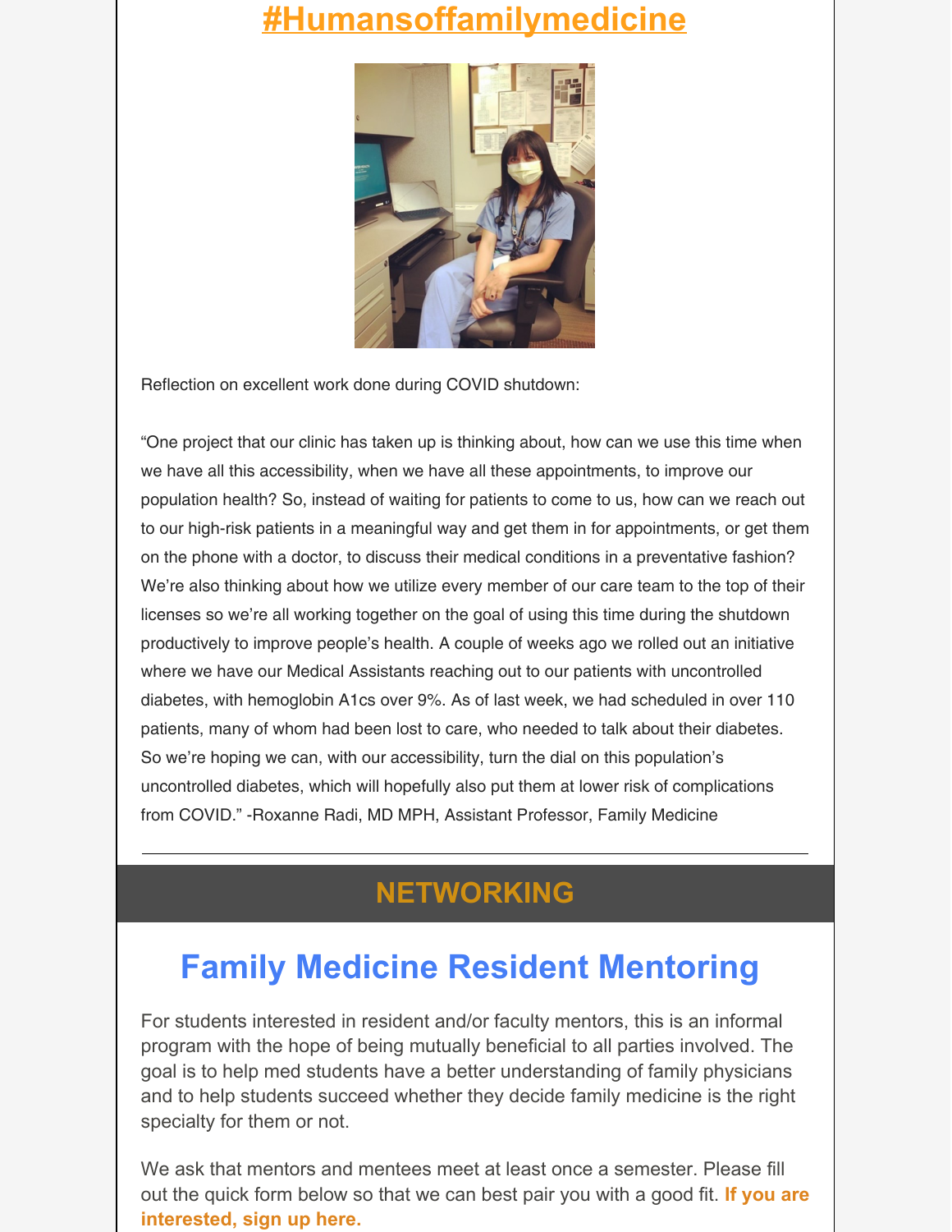# #Humansoffamilymedicine

Reflection on excellent work done during COVID shutdown:

“One project that our clinic has taken up is thinking about, how can we use this time when we have all this accessibility, when we have all these appointments, to improve our population health? So, instead of waiting for patients to come to us, how can we reach out to our high-risk patients in a meaningful way and get them in for appointments, or get them on the phone with a doctor, to discuss their medical conditions in a preventative fashion? We’re also thinking about how we utilize every member of our care team to the top of their licenses so we’re all working together on the goal of using this time during the shutdown productively to improve people’s health. A couple of weeks ago we rolled out an initiative where we have our Medical Assistants reaching out to our patients with uncontrolled diabetes, with hemoglobin A1cs over 9%. As of last week, we had scheduled in over 110 patients, many of whom had been lost to care, who needed to talk about their diabetes. So we’re hoping we can, with our accessibility, turn the dial on this population’s uncontrolled diabetes, which will hopefully also put them at lower risk of complications from COVID.” -Roxanne Radi, MD MPH, Assistant Professor, Family Medicine

---

# NETWORKING

## Family Medicine Resident Mentoring

For students interested in resident and/or faculty mentors, this is an informal program with the hope of being mutually beneficial to all parties involved. The goal is to help med students have a better understanding of family physicians and to help students succeed whether they decide family medicine is the right specialty for them or not.

We ask that mentors and mentees meet at least once a semester. Please fill out the quick form below so that we can best pair you with a good fit. **If you are interested, sign up here.**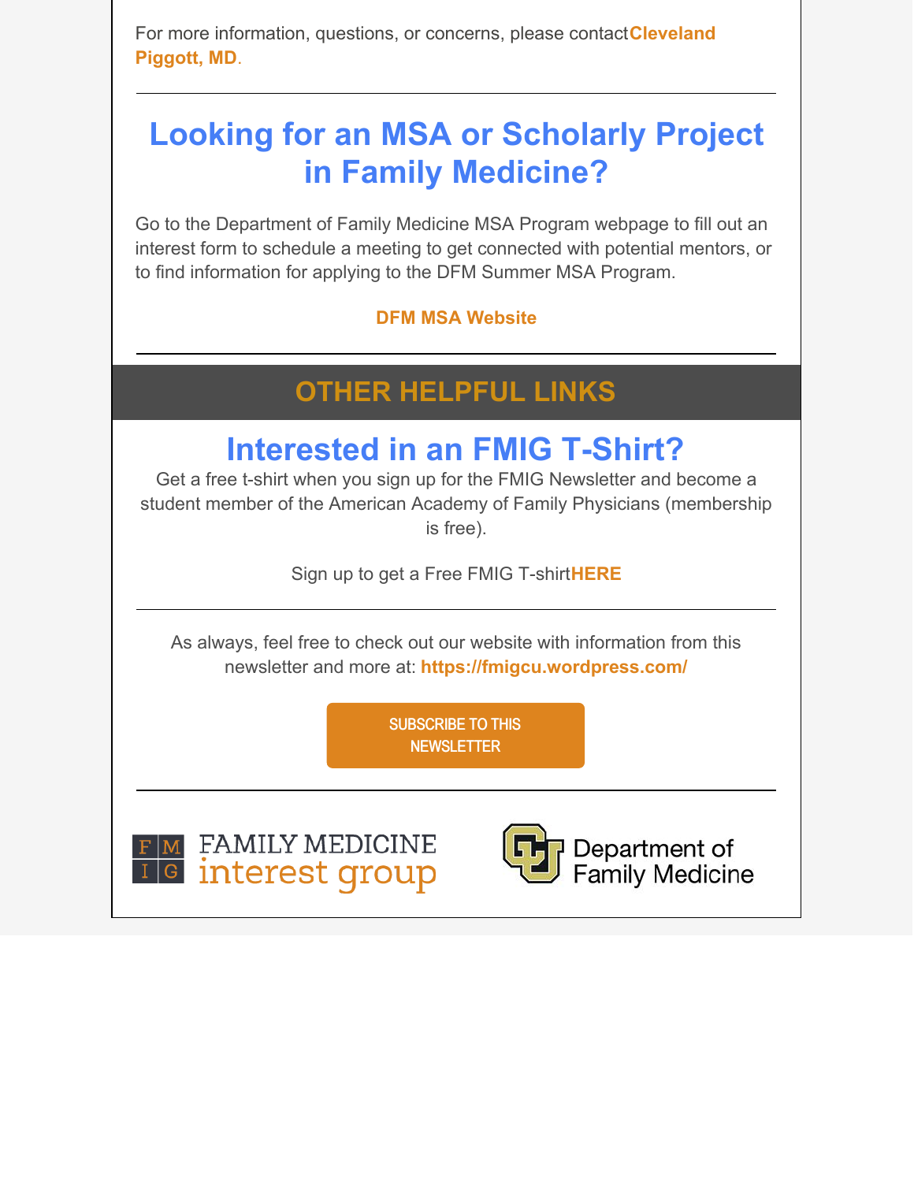For more information, questions, or concerns, please contact **Cleveland Piggott, MD**.

---

# Looking for an MSA or Scholarly Project in Family Medicine?

Go to the Department of Family Medicine MSA Program webpage to fill out an interest form to schedule a meeting to get connected with potential mentors, or to find information for applying to the DFM Summer MSA Program.

**DFM MSA Website**

---

## OTHER HELPFUL LINKS

# Interested in an FMIG T-Shirt?

Get a free t-shirt when you sign up for the FMIG Newsletter and become a student member of the American Academy of Family Physicians (membership is free).

Sign up to get a Free FMIG T-shirt **HERE**

---

As always, feel free to check out our website with information from this newsletter and more at: **https://fmigcu.wordpress.com/**

SUBSCRIBE TO THIS NEWSLETTER

---

FAMILY MEDICINE interest group

Department of Family Medicine